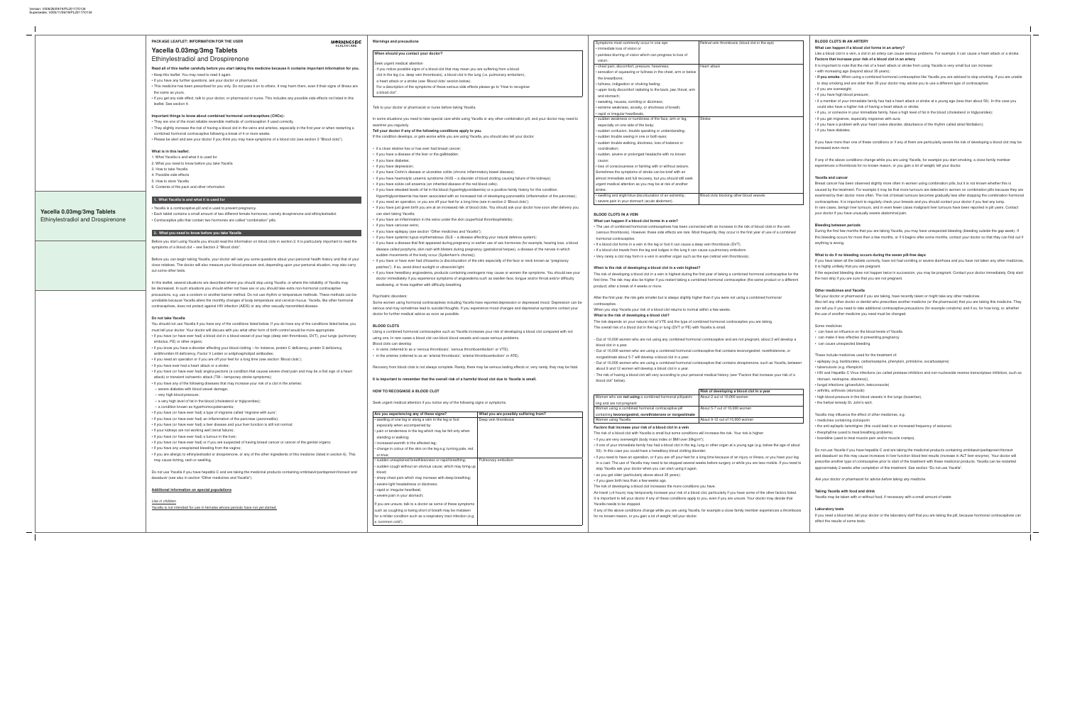# PACKAGE LEAFLET: INFORMATION FOR THE USER

MORNINGSIDE HEALTHCARE

## Yacella 0.03mg/3mg Tablets

Ethinylestradiol and Drospirenone

**Read all of this leaflet carefully before you start taking this medicine because it contains important information for you.**

- Keep this leaflet. You may need to read it again.
- If you have any further questions, ask your doctor or pharmacist.
- This medicine has been prescribed for you only. Do not pass it on to others. It may harm them, even if their signs of illness are the same as yours.
- If you get any side effect, talk to your doctor, or pharmacist or nurse. This includes any possible side effects not listed in this leaflet. See section 4.

**Important things to know about combined hormonal contraceptives (CHCs):**

- They are one of the most reliable reversible methods of contraception if used correctly.
- They slightly increase the risk of having a blood clot in the veins and arteries, especially in the first year or when restarting a combined hormonal contraceptive following a break of 4 or more weeks.
- Please be alert and see your doctor if you think you may have symptoms of a blood clot (see section 2 "Blood clots").

**What is in this leaflet:**

1. What Yacella is and what it is used for
2. What you need to know before you take Yacella
3. How to take Yacella
4. Possible side effects
5. How to store Yacella
6. Contents of the pack and other information

### 1. What Yacella is and what it is used for

- Yacella is a contraceptive pill and is used to prevent pregnancy.
- Each tablet contains a small amount of two different female hormones, namely drospirenone and ethinylestradiol.
- Contraceptive pills that contain two hormones are called "combination" pills.

### 2. What you need to know before you take Yacella

Before you start using Yacella you should read the information on blood clots in section 2. It is particularly important to read the symptoms of a blood clot – see Section 2 "Blood clots".

Before you can begin taking Yacella, your doctor will ask you some questions about your personal health history and that of your close relatives. The doctor will also measure your blood pressure and, depending upon your personal situation, may also carry out some other tests.

In this leaflet, several situations are described where you should stop using Yacella, or where the reliability of Yacella may be decreased. In such situations you should either not have sex or you should take extra non-hormonal contraceptive precautions, e.g. use a condom or another barrier method. Do not use rhythm or temperature methods. These methods can be unreliable because Yacella alters the monthly changes of body temperature and cervical mucus. Yacella, like other hormonal contraceptives, does not protect against HIV infection (AIDS) or any other sexually transmitted disease.

**Do not take Yacella**

You should not use Yacella if you have any of the conditions listed below. If you do have any of the conditions listed below, you must tell your doctor. Your doctor will discuss with you what other form of birth control would be more appropriate.

- if you have (or have ever had) a blood clot in a blood vessel of your legs (deep vein thrombosis, DVT), your lungs (pulmonary embolus, PE) or other organs;
- if you know you have a disorder affecting your blood clotting – for instance, protein C deficiency, protein S deficiency, antithrombin-III deficiency, Factor V Leiden or antiphospholipid antibodies;
- if you need an operation or if you are off your feet for a long time (see section 'Blood clots');
- if you have ever had a heart attack or a stroke;
- if you have (or have ever had) angina pectoris (a condition that causes severe chest pain and may be a first sign of a heart attack) or transient ischaemic attack (TIA – temporary stroke symptoms);
- if you have any of the following diseases that may increase your risk of a clot in the arteries:
  - severe diabetes with blood vessel damage;
  - very high blood pressure;
  - a very high level of fat in the blood (cholesterol or triglycerides);
  - a condition known as hyperhomocysteinaemia;
- if you have (or have ever had) a type of migraine called 'migraine with aura';
- if you have (or have ever had) an inflammation of the pancreas (pancreatitis);
- if you have (or have ever had) a liver disease and your liver function is still not normal;
- if your kidneys are not working well (renal failure);
- if you have (or have ever had) a tumour in the liver;
- if you have (or have ever had) or if you are suspected of having breast cancer or cancer of the genital organs;
- if you have any unexplained bleeding from the vagina;
- if you are allergic to ethinylestradiol or drospirenone, or any of the other ingredients of this medicine (listed in section 6). This may cause itching, rash or swelling.

Do not use Yacella if you have hepatitis C and are taking the medicinal products containing ombitasvir/paritaprevir/ritonavir and dasabuvir (see also in section "Other medicines and Yacella").

**Additional information on special populations**

*Use in children*

Yacella is not intended for use in females whose periods have not yet started.

**Warnings and precautions**

**When should you contact your doctor?**

Seek urgent medical attention

- if you notice possible signs of a blood clot that may mean you are suffering from a blood clot in the leg (i.e. deep vein thrombosis), a blood clot in the lung (i.e. pulmonary embolism), a heart attack or a stroke (see 'Blood clots' section below).

For a description of the symptoms of these serious side effects please go to "How to recognise a blood clot".

Talk to your doctor or pharmacist or nurse before taking Yacella.

In some situations you need to take special care while using Yacella or any other combination pill, and your doctor may need to examine you regularly.

**Tell your doctor if any of the following conditions apply to you.**

If the condition develops, or gets worse while you are using Yacella, you should also tell your doctor.

- if a close relative has or has ever had breast cancer;
- if you have a disease of the liver or the gallbladder;
- if you have diabetes;
- if you have depression;
- if you have Crohn's disease or ulcerative colitis (chronic inflammatory bowel disease);
- if you have haemolytic uraemic syndrome (HUS – a disorder of blood clotting causing failure of the kidneys);
- if you have sickle cell anaemia (an inherited disease of the red blood cells);
- if you have elevated levels of fat in the blood (hypertriglyceridaemia) or a positive family history for this condition. Hypertriglyceridaemia has been associated with an increased risk of developing pancreatitis (inflammation of the pancreas);
- if you need an operation, or you are off your feet for a long time (see in section 2 'Blood clots');
- if you have just given birth you are at an increased risk of blood clots. You should ask your doctor how soon after delivery you can start taking Yacella;
- if you have an inflammation in the veins under the skin (superficial thrombophlebitis);
- if you have varicose veins;
- if you have epilepsy (see section "Other medicines and Yacella");
- if you have systemic lupus erythematosus (SLE – a disease affecting your natural defence system);
- if you have a disease that first appeared during pregnancy or earlier use of sex hormones (for example, hearing loss, a blood disease called porphyria, skin rash with blisters during pregnancy (gestational herpes), a disease of the nerves in which sudden movements of the body occur (Sydenham's chorea));
- if you have or have ever had chloasma (a discoloration of the skin especially of the face or neck known as "pregnancy patches"). If so, avoid direct sunlight or ultraviolet light;
- if you have hereditary angioedema, products containing oestrogens may cause or worsen the symptoms. You should see your doctor immediately if you experience symptoms of angioedema such as swollen face, tongue and/or throat and/or difficulty swallowing, or hives together with difficulty breathing.

Psychiatric disorders:

Some women using hormonal contraceptives including Yacella have reported depression or depressed mood. Depression can be serious and may sometimes lead to suicidal thoughts. If you experience mood changes and depressive symptoms contact your doctor for further medical advice as soon as possible.

**BLOOD CLOTS**

Using a combined hormonal contraceptive such as Yacella increases your risk of developing a blood clot compared with not using one. In rare cases a blood clot can block blood vessels and cause serious problems.

Blood clots can develop

- in veins (referred to as a 'venous thrombosis', 'venous thromboembolism' or VTE);
- in the arteries (referred to as an 'arterial thrombosis', 'arterial thromboembolism' or ATE).

Recovery from blood clots is not always complete. Rarely, there may be serious lasting effects or, very rarely, they may be fatal.

**It is important to remember that the overall risk of a harmful blood clot due to Yacella is small.**

**HOW TO RECOGNISE A BLOOD CLOT**

Seek urgent medical attention if you notice any of the following signs or symptoms.

| Are you experiencing any of these signs? | What are you possibly suffering from? |
|---|---|
| • swelling of one leg or along a vein in the leg or foot especially when accompanied by:<br>• pain or tenderness in the leg which may be felt only when standing or walking;<br>• increased warmth in the affected leg;<br>• change in colour of the skin on the leg e.g. turning pale, red or blue; | Deep vein thrombosis |
| • sudden unexplained breathlessness or rapid breathing;<br>• sudden cough without an obvious cause, which may bring up blood;<br>• sharp chest pain which may increase with deep breathing;<br>• severe light headedness or dizziness;<br>• rapid or irregular heartbeat;<br>• severe pain in your stomach;<br><br>If you are unsure, talk to a doctor as some of these symptoms such as coughing or being short of breath may be mistaken for a milder condition such as a respiratory tract infection (e.g. a 'common cold'). | Pulmonary embolism |
| Symptoms most commonly occur in one eye:<br>• immediate loss of vision or<br>• painless blurring of vision which can progress to loss of vision; | Retinal vein thrombosis (blood clot in the eye) |
| • chest pain, discomfort, pressure, heaviness;<br>• sensation of squeezing or fullness in the chest, arm or below the breastbone;<br>• fullness, indigestion or choking feeling;<br>• upper body discomfort radiating to the back, jaw, throat, arm and stomach;<br>• sweating, nausea, vomiting or dizziness;<br>• extreme weakness, anxiety, or shortness of breath;<br>• rapid or irregular heartbeats. | Heart attack |
| • sudden weakness or numbness of the face, arm or leg, especially on one side of the body;<br>• sudden confusion, trouble speaking or understanding;<br>• sudden trouble seeing in one or both eyes;<br>• sudden trouble walking, dizziness, loss of balance or coordination;<br>• sudden, severe or prolonged headache with no known cause;<br>• loss of consciousness or fainting with or without seizure.<br>Sometimes the symptoms of stroke can be brief with an almost immediate and full recovery, but you should still seek urgent medical attention as you may be at risk of another stroke. | Stroke |
| • swelling and slight blue discolouration of an extremity;<br>• severe pain in your stomach (acute abdomen). | Blood clots blocking other blood vessels |

**BLOOD CLOTS IN A VEIN**

**What can happen if a blood clot forms in a vein?**

- The use of combined hormonal contraceptives has been connected with an increase in the risk of blood clots in the vein (venous thrombosis). However, these side effects are rare. Most frequently, they occur in the first year of use of a combined hormonal contraceptive.
- If a blood clot forms in a vein in the leg or foot it can cause a deep vein thrombosis (DVT).
- If a blood clot travels from the leg and lodges in the lung it can cause a pulmonary embolism.
- Very rarely a clot may form in a vein in another organ such as the eye (retinal vein thrombosis).

**When is the risk of developing a blood clot in a vein highest?**

The risk of developing a blood clot in a vein is highest during the first year of taking a combined hormonal contraceptive for the first time. The risk may also be higher if you restart taking a combined hormonal contraceptive (the same product or a different product) after a break of 4 weeks or more.

After the first year, the risk gets smaller but is always slightly higher than if you were not using a combined hormonal contraceptive.

When you stop Yacella your risk of a blood clot returns to normal within a few weeks.

**What is the risk of developing a blood clot?**

The risk depends on your natural risk of VTE and the type of combined hormonal contraceptive you are taking.

The overall risk of a blood clot in the leg or lung (DVT or PE) with Yacella is small.

- Out of 10,000 women who are not using any combined hormonal contraceptive and are not pregnant, about 2 will develop a blood clot in a year.
- Out of 10,000 women who are using a combined hormonal contraceptive that contains levonorgestrel, norethisterone, or norgestimate about 5-7 will develop a blood clot in a year.
- Out of 10,000 women who are using a combined hormonal contraceptive that contains drospirenone, such as Yacella, between about 9 and 12 women will develop a blood clot in a year.
- The risk of having a blood clot will vary according to your personal medical history (see "Factors that increase your risk of a blood clot" below).

| | Risk of developing a blood clot in a year |
|---|---|
| Women who are **not using** a combined hormonal pill/patch/ring and are not pregnant | About 2 out of 10,000 women |
| Women using a combined hormonal contraceptive pill containing **levonorgestrel, norethisterone or norgestimate** | About 5-7 out of 10,000 women |
| Women using Yacella | About 9-12 out of 10,000 women |

**Factors that increase your risk of a blood clot in a vein**

The risk of a blood clot with Yacella is small but some conditions will increase the risk. Your risk is higher:

- if you are very overweight (body mass index or BMI over 30kg/m²);
- if one of your immediate family has had a blood clot in the leg, lung or other organ at a young age (e.g. below the age of about 50). In this case you could have a hereditary blood clotting disorder;
- if you need to have an operation, or if you are off your feet for a long time because of an injury or illness, or you have your leg in a cast. The use of Yacella may need to be stopped several weeks before surgery or while you are less mobile. If you need to stop Yacella ask your doctor when you can start using it again.
- as you get older (particularly above about 35 years);
- if you gave birth less than a few weeks ago.

The risk of developing a blood clot increases the more conditions you have.

Air travel (>4 hours) may temporarily increase your risk of a blood clot, particularly if you have some of the other factors listed.

It is important to tell your doctor if any of these conditions apply to you, even if you are unsure. Your doctor may decide that Yacella needs to be stopped.

If any of the above conditions change while you are using Yacella, for example a close family member experiences a thrombosis for no known reason, or you gain a lot of weight, tell your doctor.

**BLOOD CLOTS IN AN ARTERY**

**What can happen if a blood clot forms in an artery?**

Like a blood clot in a vein, a clot in an artery can cause serious problems. For example, it can cause a heart attack or a stroke.

**Factors that increase your risk of a blood clot in an artery**

It is important to note that the risk of a heart attack or stroke from using Yacella is very small but can increase:

- with increasing age (beyond about 35 years);
- **if you smoke.** When using a combined hormonal contraceptive like Yacella you are advised to stop smoking. If you are unable to stop smoking and are older than 35 your doctor may advise you to use a different type of contraceptive;
- if you are overweight;
- if you have high blood pressure;
- if a member of your immediate family has had a heart attack or stroke at a young age (less than about 50). In this case you could also have a higher risk of having a heart attack or stroke;
- if you, or someone in your immediate family, have a high level of fat in the blood (cholesterol or triglycerides);
- if you get migraines, especially migraines with aura;
- if you have a problem with your heart (valve disorder, disturbance of the rhythm called atrial fibrillation);
- if you have diabetes.

If you have more than one of these conditions or if any of them are particularly severe the risk of developing a blood clot may be increased even more.

If any of the above conditions change while you are using Yacella, for example you start smoking, a close family member experiences a thrombosis for no known reason, or you gain a lot of weight, tell your doctor.

**Yacella and cancer**

Breast cancer has been observed slightly more often in women using combination pills, but it is not known whether this is caused by the treatment. For example it may be that more tumours are detected in women on combination pills because they are examined by their doctor more often. The risk of breast tumours become gradually less after stopping the combination hormonal contraceptives. It is important to regularly check your breasts and you should contact your doctor if you feel any lump.

In rare cases, benign liver tumours, and in even fewer cases malignant liver tumours have been reported in pill users. Contact your doctor if you have unusually severe abdominal pain.

**Bleeding between periods**

During the first few months that you are taking Yacella, you may have unexpected bleeding (bleeding outside the gap week). If this bleeding occurs for more than a few months, or if it begins after some months, contact your doctor so that they can find out if anything is wrong.

**What to do if no bleeding occurs during the seven pill-free days**

If you have taken all the tablets correctly, have not had vomiting or severe diarrhoea and you have not taken any other medicines, it is highly unlikely that you are pregnant.

If the expected bleeding does not happen twice in succession, you may be pregnant. Contact your doctor immediately. Only start the next strip if you are sure that you are not pregnant.

**Other medicines and Yacella**

Tell your doctor or pharmacist if you are taking, have recently taken or might take any other medicines.

Also tell any other doctor or dentist who prescribes another medicine (or the pharmacist) that you are taking this medicine. They can tell you if you need to take additional contraceptive precautions (for example condoms) and if so, for how long, or, whether the use of another medicine you need must be changed.

Some medicines

- can have an influence on the blood levels of Yacella
- can make it less effective in preventing pregnancy
- can cause unexpected bleeding

These include medicines used for the treatment of:

- epilepsy (e.g. barbiturates, carbamazepine, phenytoin, primidone, oxcarbazepine)
- tuberculosis (e.g. rifampicin)
- HIV and Hepatitis C Virus infections (so-called protease inhibitors and non-nucleoside reverse transcriptase inhibitors, such as ritonavir, nevirapine, efavirenz)),
- fungal infections (griseofulvin, ketoconazole)
- arthritis, arthrosis (etoricoxib)
- high blood pressure in the blood vessels in the lungs (bosentan),
- the herbal remedy St. John's wort.

Yacella may influence the effect of other medicines, e.g.

- medicines containing ciclosporin
- the anti-epileptic lamotrigine (this could lead to an increased frequency of seizures)
- theophylline (used to treat breathing problems)
- tizanidine (used to treat muscle pain and/or muscle cramps).

Do not use Yacella if you have hepatitis C and are taking the medicinal products containing ombitasvir/paritaprevir/ritonavir and dasabuvir as this may cause increases in liver function blood test results (increase in ALT liver enzyme). Your doctor will prescribe another type of contraceptive prior to start of the treatment with these medicinal products. Yacella can be restarted approximately 2 weeks after completion of this treatment. See section "Do not use Yacella".

*Ask your doctor or pharmacist for advice before taking any medicine.*

**Taking Yacella with food and drink**

Yacella may be taken with or without food, if necessary with a small amount of water.

**Laboratory tests**

If you need a blood test, tell your doctor or the laboratory staff that you are taking the pill, because hormonal contraceptives can affect the results of some tests.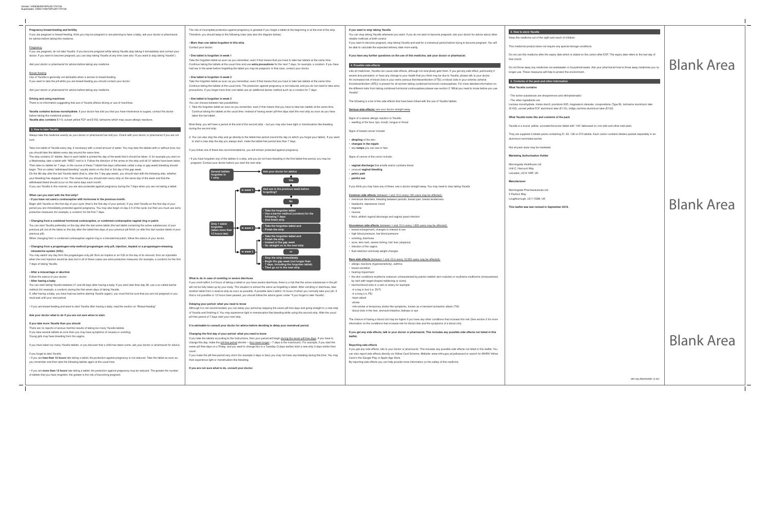**Pregnancy breast-feeding and fertility**

If you are pregnant or breast-feeding, think you may be pregnant or are planning to have a baby, ask your doctor or pharmacist for advice before taking this medicine.

Pregnancy

If you are pregnant, do not take Yacella. If you become pregnant while taking Yacella stop taking it immediately and contact your doctor. If you want to become pregnant, you can stop taking Yacella at any time (see also "If you want to stop taking Yacella").

*Ask your doctor or pharmacist for advice before taking any medicine.*

Breast-feeding

Use of Yacella is generally not advisable when a woman is breast-feeding.
If you want to take the pill while you are breast-feeding you should contact your doctor.

*Ask your doctor or pharmacist for advice before taking any medicine.*

**Driving and using machines**

There is no information suggesting that use of Yacella affects driving or use of machines.

**Yacella contains lactose monohydrate.** If your doctor has told you that you have intolerance to sugars, contact the doctor before taking this medicinal product.
**Yacella also contains** E110, sunset yellow FCF and E102, tartrazine which may cause allergic reactions.

## 3. How to take Yacella

Always take this medicine exactly as your doctor or pharmacist has told you. Check with your doctor or pharmacist if you are not sure.

Take one tablet of Yacella every day, if necessary with a small amount of water. You may take the tablets with or without food, but you should take the tablets every day around the same time.
The strip contains 21 tablets. Next to each tablet is printed the day of the week that it should be taken. If, for example you start on a Wednesday, take a tablet with "WED" next to it. Follow the direction of the arrow on the strip until all 21 tablets have been taken. Then take no tablets for 7 days. In the course of these 7 tablet-free days (otherwise called a stop or gap week) bleeding should begin. This so-called "withdrawal bleeding" usually starts on the 2nd or 3rd day of the gap week.
On the 8th day after the last Yacella tablet (that is, after the 7-day gap week), you should start with the following strip, whether your bleeding has stopped or not. This means that you should start every strip on the same day of the week and that the withdrawal bleed should occur on the same days each month.
If you use Yacella in this manner, you are also protected against pregnancy during the 7 days when you are not taking a tablet.

**When can you start with the first strip?**

**- If you have not used a contraceptive with hormones in the previous month.**

Begin with Yacella on the first day of your cycle (that is the first day of your period). If you start Yacella on the first day of your period you are immediately protected against pregnancy. You may also begin on day 2-5 of the cycle, but then you must use extra protective measures (for example, a condom) for the first 7 days.

**- Changing from a combined hormonal contraceptive, or combined contraceptive vaginal ring or patch.**

You can start Yacella preferably on the day after the last active tablet (the last tablet containing the active substances) of your previous pill, but at the latest on the day after the tablet-free days of your previous pill finish (or after the last inactive tablet of your previous pill).
When changing from a combined contraceptive vaginal ring or a transdermal patch, follow the advice of your doctor.

**- Changing from a progestogen-only-method (progestogen only pill, injection, implant or a progestogen-releasing intrauterine system (IUS))**

You may switch any day from the progestogen-only pill (from an implant or an IUS on the day of its removal, from an injectable when the next injection would be due) but in all of these cases use extra protective measures (for example, a condom) for the first 7 days of taking Yacella.

**- After a miscarriage or abortion**

Follow the advice of your doctor.

**- After having a baby**

You can start taking Yacella between 21 and 28 days after having a baby. If you start later than day 28, use a so-called barrier method (for example, a condom) during the first seven days of taking Yacella.
If, after having a baby, you have had sex before starting Yacella (again), you must first be sure that you are not pregnant or you must wait until your next period.

• If you are breast-feeding and want to start Yacella after having a baby, read the section on "Breast-feeding".

**Ask your doctor what to do if you are not sure when to start.**

**If you take more Yacella than you should**

There are no reports of serious harmful results of taking too many Yacella tablets.
If you take several tablets at once then you may have symptoms of nausea or vomiting.
Young girls may have bleeding from the vagina.

If you have taken too many Yacella tablets, or you discover that a child has taken some, ask your doctor or pharmacist for advice.

If you forget to take Yacella

• If you are **less than 12 hours** late taking a tablet, the protection against pregnancy is not reduced. Take the tablet as soon as you remember and then take the following tablets again at the usual time.

• If you are **more than 12 hours** late taking a tablet, the protection against pregnancy may be reduced. The greater the number of tablets that you have forgotten, the greater is the risk of becoming pregnant.

The risk of incomplete protection against pregnancy is greatest if you forget a tablet at the beginning or at the end of the strip. Therefore, you should keep to the following rules (see also the diagram below):

**- More than one tablet forgotten in this strip**

Contact your doctor.

**- One tablet is forgotten in week 1**

Take the forgotten tablet as soon as you remember, even if that means that you have to take two tablets at the same time. Continue taking the tablets at the usual time and use **extra precautions** for the next 7 days, for example, a condom. If you have had sex in the week before forgetting the tablet you may be pregnant. In that case, contact your doctor.

**- One tablet is forgotten in week 2**

Take the forgotten tablet as soon as you remember, even if that means that you have to take two tablets at the same time. Continue taking the tablets at the usual time. The protection against pregnancy is not reduced, and you do not need to take extra precautions. If you forget more than one tablet use an additional barrier method such as a condom for 7 days.

**- One tablet is forgotten in week 3**

You can choose between two possibilities:

1. Take the forgotten tablet as soon as you remember, even if that means that you have to take two tablets at the same time. Continue taking the tablets at the usual time. Instead of having seven pill-free days start the next strip as soon as you have taken the last tablet.

Most likely, you will have a period at the end of the second strip – but you may also have light or menstruation-like bleeding during the second strip.

2. You can also stop the strip and go directly to the tablet-free period (record the day on which you forgot your tablet). If you want to start a new strip the day you always start, make the tablet-free period less than 7 days.

If you follow one of these two recommendations, you will remain protected against pregnancy.

• If you have forgotten any of the tablets in a strip, and you do not have bleeding in the first tablet-free period, you may be pregnant. Contact your doctor before you start the next strip.

Several tablets forgotten in 1 strip → Ask your doctor for advice
Yes
Only 1 tablet forgotten (taken more than 12 hours late)
in week 1 → Had sex in the previous week before forgetting? → Yes / No
No → - Take the forgotten tablet - Use a barrier method (condom) for the following 7 days - And finish strip
in week 2 → - Take the forgotten tablet and - Finish the strip
in week 3 → - Take the forgotten tablet and - Finish the strip - Instead of the gap week - Go straight on to the next strip
or
- Stop the strip immediately - Begin the gap week (not longer than 7 days, including the forgotten tablet) - Then go on to the next strip

**What to do in case of vomiting or severe diarrhoea**

If you vomit within 3-4 hours of taking a tablet or you have severe diarrhoea, there is a risk that the active substances in the pill will not be fully taken up by your body. The situation is almost the same as forgetting a tablet. After vomiting or diarrhoea, take another tablet from a reserve strip as soon as possible. If possible take it within 12 hours of when you normally take your pill. If that is not possible or 12 hours have passed, you should follow the advice given under "If you forget to take Yacella".

**Delaying your period: what you need to know**

Although it is not recommended, you can delay your period by skipping the seven pill-free days and going straight to a new strip of Yacella and finishing it. You may experience light or menstruation-like bleeding while using this second strip. After the usual pill-free period of 7 days *start your next strip*.

**It is advisable to consult your doctor for advice before deciding to delay your menstrual period.**

**Changing the first day of your period: what you need to know**

If you take the tablets according to the instructions, then your period will begin during the seven pill-free days. If you have to change this day, make the pill-free period shorter – (but never longer – 7 days is the maximum!). For example, if you start the seven pill-free days on a Friday, and you want to change this to a Tuesday (3 days earlier) start a new strip 3 days earlier than usual.
If you make the pill-free period very short (for example 3 days or less) you may not have any bleeding during this time. You may then experience light or menstruation-like bleeding.

**If you are not sure what to do, consult your doctor.**

**If you want to stop taking Yacella**

You can stop taking Yacella whenever you want. If you do not want to become pregnant, ask your doctor for advice about other reliable methods of birth control.
If you want to become pregnant, stop taking Yacella and wait for a menstrual period before trying to become pregnant. You will be able to calculate the expected delivery date more easily.

**If you have any further questions on the use of this medicine, ask your doctor or pharmacist.**

## 4. Possible side effects

Like all medicines, Yacella can cause side effects, although not everybody gets them. If you get any side effect, particularly if severe and persistent, or have any change to your health that you think may be due to Yacella, please talk to your doctor.
An increased risk of blood clots in your veins (venous thromboembolism (VTE)) or blood clots in your arteries (arterial thromboembolism (ATE)) is present for all women taking combined hormonal contraceptives. For more detailed information on the different risks from taking combined hormonal contraceptives please see section 2 "What you need to know before you use Yacella".

The following is a list of the side effects that have been linked with the use of Yacella tablets:

Serious side effects: see your doctor straight away

Signs of a severe allergic reaction to Yacella:
• swelling of the face, lips, mouth, tongue or throat

Signs of breast cancer include:

• **dimpling** of the skin
• **changes in the nipple**
• any **lumps** you can see or feel.

Signs of cancer of the cervix include:

• **vaginal discharge** that smells and/or contains blood
• unusual **vaginal bleeding**
• **pelvic pain**
• **painful sex**

If you think you may have any of these, see a doctor straight away. You may need to stop taking Yacella

Common side effects (between 1 and 10 in every 100 users may be affected):

• menstrual disorders, bleeding between periods, breast pain, breast tenderness
• headache, depressive mood
• migraine
• nausea
• thick, whitish vaginal discharge and vaginal yeast infection

Uncommon side effects (between 1 and 10 in every 1,000 users may be affected):

• breast enlargement, changes in interest in sex
• high blood pressure, low blood pressure
• vomiting, diarrhoea
• acne, skin rash, severe itching, hair loss (alopecia)
• infection of the vagina
• fluid retention and body weight changes

Rare side effects (between 1 and 10 in every 10,000 users may be affected):

• allergic reactions (hypersensitivity), asthma
• breast secretion
• hearing impairment
• the skin conditions erythema nodosum (characterized by painful reddish skin nodules) or erythema multiforme (characterized by rash with target-shaped reddening or sores)
• harmful blood clots in a vein or artery for example:
  - in a leg or foot (i.e. DVT)
  - in a lung (i.e. PE)
  - heart attack
  - stroke
  - mini-stroke or temporary stroke-like symptoms, known as a transient ischaemic attack (TIA)
  - blood clots in the liver, stomach/intestine, kidneys or eye

The chance of having a blood clot may be higher if you have any other conditions that increase this risk (See section 2 for more information on the conditions that increase risk for blood clots and the symptoms of a blood clot).

**If you get any side effects, talk to your doctor or pharmacist. This includes any possible side effects not listed in this leaflet.**

**Reporting side effects**

If you get any side effects, talk to your doctor or pharmacist. This includes any possible side effects not listed in this leaflet. You can also report side effects directly via Yellow Card Scheme. Website: www.mhra.gov.uk/yellowcard or search for MHRA Yellow Card in the Google Play or Apple App Store.
By reporting side effects you can help provide more information on the safety of this medicine.

## 5. How to store Yacella

Keep this medicine out of the sight and reach of children.

This medicinal product does not require any special storage conditions.

Do not use this medicine after the expiry date which is stated on the carton after EXP. The expiry date refers to the last day of that month.

Do not throw away any medicines via wastewater or household waste. Ask your pharmacist how to throw away medicines you no longer use. These measures will help to protect the environment.

## 6. Contents of the pack and other information

**What Yacella contains**

- The active substances are drospirenone and ethinylestradiol.
- The other ingredients are:
Lactose monohydrate, maize starch, povidone K25, magnesium stearate, crospovidone (Type B), tartrazine aluminium lake (E102), sunset yellow FCF aluminium lake (E110), indigo carmine aluminium lake (E132).

**What Yacella looks like and contents of the pack**

Yacella is a round, yellow, uncoated biconvex tablet with '142' debossed on one side and other side plain.

They are supplied in blister packs containing 21, 63, 126 or 273 tablets. Each carton contains blisters packed separately in an aluminium laminated sachet.

Not all pack sizes may be marketed.

**Marketing Authorisation Holder**

Morningside Healthcare Ltd
Unit C, Harcourt Way
Leicester, LE19 1WP, UK

**Manufacturer**

Morningside Pharmaceuticals Ltd
5 Pavilion Way
Loughborough, LE11 5GW, UK

**This leaflet was last revised in September 2019.**